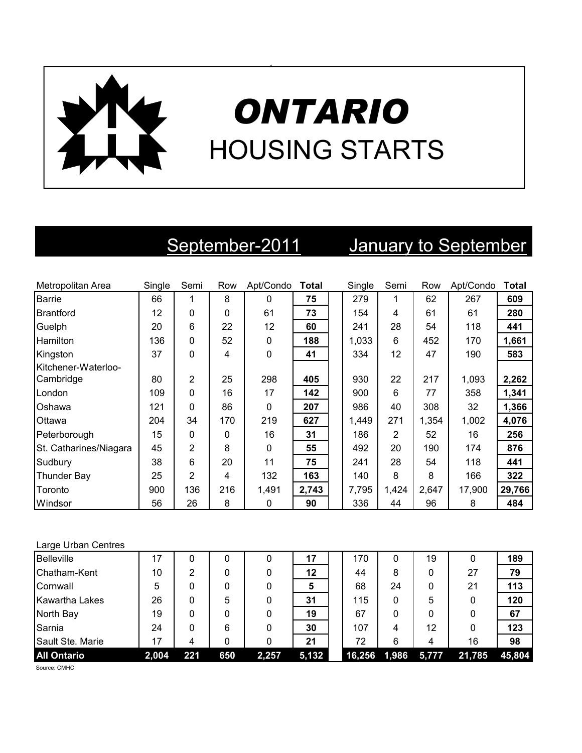# *ONTARIO*
## HOUSING STARTS

| Metropolitan Area | September-2011 | | | | | January to September | | | | |
|---|---|---|---|---|---|---|---|---|---|---|
| | Single | Semi | Row | Apt/Condo | **Total** | Single | Semi | Row | Apt/Condo | **Total** |
| Barrie | 66 | 1 | 8 | 0 | **75** | 279 | 1 | 62 | 267 | **609** |
| Brantford | 12 | 0 | 0 | 61 | **73** | 154 | 4 | 61 | 61 | **280** |
| Guelph | 20 | 6 | 22 | 12 | **60** | 241 | 28 | 54 | 118 | **441** |
| Hamilton | 136 | 0 | 52 | 0 | **188** | 1,033 | 6 | 452 | 170 | **1,661** |
| Kingston | 37 | 0 | 4 | 0 | **41** | 334 | 12 | 47 | 190 | **583** |
| Kitchener-Waterloo-Cambridge | 80 | 2 | 25 | 298 | **405** | 930 | 22 | 217 | 1,093 | **2,262** |
| London | 109 | 0 | 16 | 17 | **142** | 900 | 6 | 77 | 358 | **1,341** |
| Oshawa | 121 | 0 | 86 | 0 | **207** | 986 | 40 | 308 | 32 | **1,366** |
| Ottawa | 204 | 34 | 170 | 219 | **627** | 1,449 | 271 | 1,354 | 1,002 | **4,076** |
| Peterborough | 15 | 0 | 0 | 16 | **31** | 186 | 2 | 52 | 16 | **256** |
| St. Catharines/Niagara | 45 | 2 | 8 | 0 | **55** | 492 | 20 | 190 | 174 | **876** |
| Sudbury | 38 | 6 | 20 | 11 | **75** | 241 | 28 | 54 | 118 | **441** |
| Thunder Bay | 25 | 2 | 4 | 132 | **163** | 140 | 8 | 8 | 166 | **322** |
| Toronto | 900 | 136 | 216 | 1,491 | **2,743** | 7,795 | 1,424 | 2,647 | 17,900 | **29,766** |
| Windsor | 56 | 26 | 8 | 0 | **90** | 336 | 44 | 96 | 8 | **484** |
| **Large Urban Centres** | | | | | | | | | | |
| Belleville | 17 | 0 | 0 | 0 | **17** | 170 | 0 | 19 | 0 | **189** |
| Chatham-Kent | 10 | 2 | 0 | 0 | **12** | 44 | 8 | 0 | 27 | **79** |
| Cornwall | 5 | 0 | 0 | 0 | **5** | 68 | 24 | 0 | 21 | **113** |
| Kawartha Lakes | 26 | 0 | 5 | 0 | **31** | 115 | 0 | 5 | 0 | **120** |
| North Bay | 19 | 0 | 0 | 0 | **19** | 67 | 0 | 0 | 0 | **67** |
| Sarnia | 24 | 0 | 6 | 0 | **30** | 107 | 4 | 12 | 0 | **123** |
| Sault Ste. Marie | 17 | 4 | 0 | 0 | **21** | 72 | 6 | 4 | 16 | **98** |
| **All Ontario** | **2,004** | **221** | **650** | **2,257** | **5,132** | **16,256** | **1,986** | **5,777** | **21,785** | **45,804** |

Source: CMHC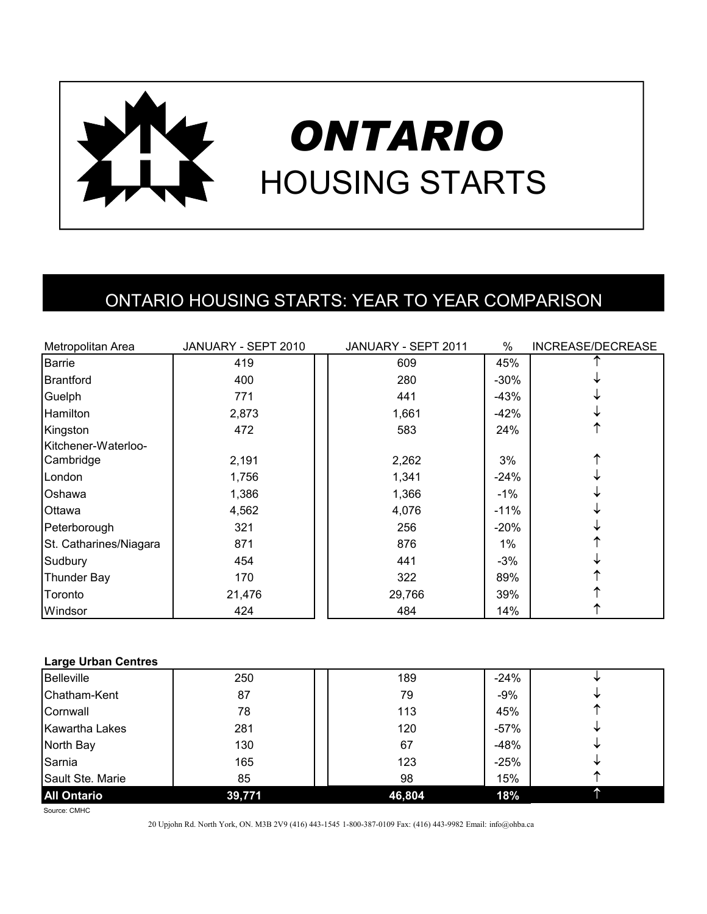# *ONTARIO*
# HOUSING STARTS

## ONTARIO HOUSING STARTS: YEAR TO YEAR COMPARISON

| Metropolitan Area | JANUARY - SEPT 2010 | JANUARY - SEPT 2011 | % | INCREASE/DECREASE |
|---|---|---|---|---|
| Barrie | 419 | 609 | 45% | ↑ |
| Brantford | 400 | 280 | -30% | ↓ |
| Guelph | 771 | 441 | -43% | ↓ |
| Hamilton | 2,873 | 1,661 | -42% | ↓ |
| Kingston | 472 | 583 | 24% | ↑ |
| Kitchener-Waterloo-Cambridge | 2,191 | 2,262 | 3% | ↑ |
| London | 1,756 | 1,341 | -24% | ↓ |
| Oshawa | 1,386 | 1,366 | -1% | ↓ |
| Ottawa | 4,562 | 4,076 | -11% | ↓ |
| Peterborough | 321 | 256 | -20% | ↓ |
| St. Catharines/Niagara | 871 | 876 | 1% | ↑ |
| Sudbury | 454 | 441 | -3% | ↓ |
| Thunder Bay | 170 | 322 | 89% | ↑ |
| Toronto | 21,476 | 29,766 | 39% | ↑ |
| Windsor | 424 | 484 | 14% | ↑ |
| **Large Urban Centres** | | | | |
| Belleville | 250 | 189 | -24% | ↓ |
| Chatham-Kent | 87 | 79 | -9% | ↓ |
| Cornwall | 78 | 113 | 45% | ↑ |
| Kawartha Lakes | 281 | 120 | -57% | ↓ |
| North Bay | 130 | 67 | -48% | ↓ |
| Sarnia | 165 | 123 | -25% | ↓ |
| Sault Ste. Marie | 85 | 98 | 15% | ↑ |
| **All Ontario** | **39,771** | **46,804** | **18%** | ↑ |

Source: CMHC

20 Upjohn Rd. North York, ON. M3B 2V9 (416) 443-1545 1-800-387-0109 Fax: (416) 443-9982 Email: info@ohba.ca